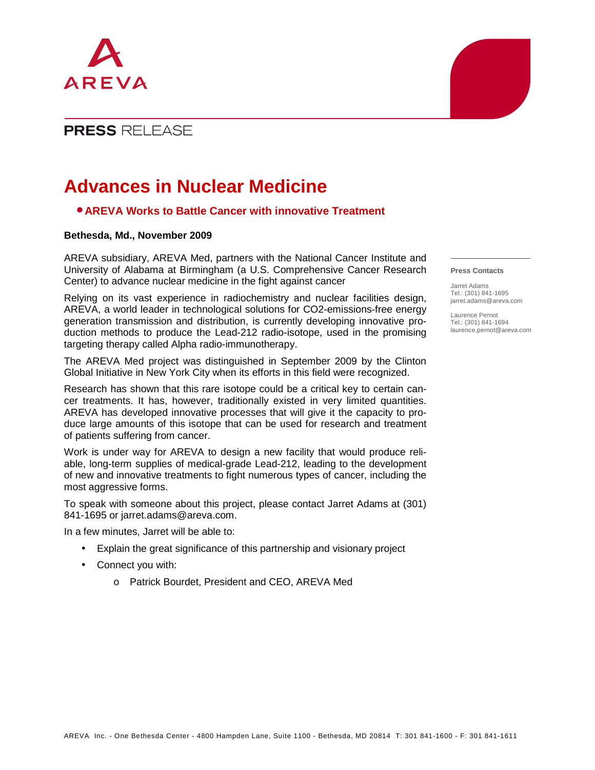AREVA

**PRESS** RELEASE

# Advances in Nuclear Medicine

## • AREVA Works to Battle Cancer with innovative Treatment

**Bethesda, Md., November 2009**

AREVA subsidiary, AREVA Med, partners with the National Cancer Institute and University of Alabama at Birmingham (a U.S. Comprehensive Cancer Research Center) to advance nuclear medicine in the fight against cancer

Relying on its vast experience in radiochemistry and nuclear facilities design, AREVA, a world leader in technological solutions for CO2-emissions-free energy generation transmission and distribution, is currently developing innovative production methods to produce the Lead-212 radio-isotope, used in the promising targeting therapy called Alpha radio-immunotherapy.

The AREVA Med project was distinguished in September 2009 by the Clinton Global Initiative in New York City when its efforts in this field were recognized.

Research has shown that this rare isotope could be a critical key to certain cancer treatments. It has, however, traditionally existed in very limited quantities. AREVA has developed innovative processes that will give it the capacity to produce large amounts of this isotope that can be used for research and treatment of patients suffering from cancer.

Work is under way for AREVA to design a new facility that would produce reliable, long-term supplies of medical-grade Lead-212, leading to the development of new and innovative treatments to fight numerous types of cancer, including the most aggressive forms.

To speak with someone about this project, please contact Jarret Adams at (301) 841-1695 or jarret.adams@areva.com.

In a few minutes, Jarret will be able to:

- Explain the great significance of this partnership and visionary project
- Connect you with:
  - Patrick Bourdet, President and CEO, AREVA Med

**Press Contacts**

Jarret Adams
Tel.: (301) 841-1695
jarret.adams@areva.com

Laurence Pernot
Tel.: (301) 841-1694
laurence.pernot@areva.com

AREVA Inc. - One Bethesda Center - 4800 Hampden Lane, Suite 1100 - Bethesda, MD 20814 T: 301 841-1600 - F: 301 841-1611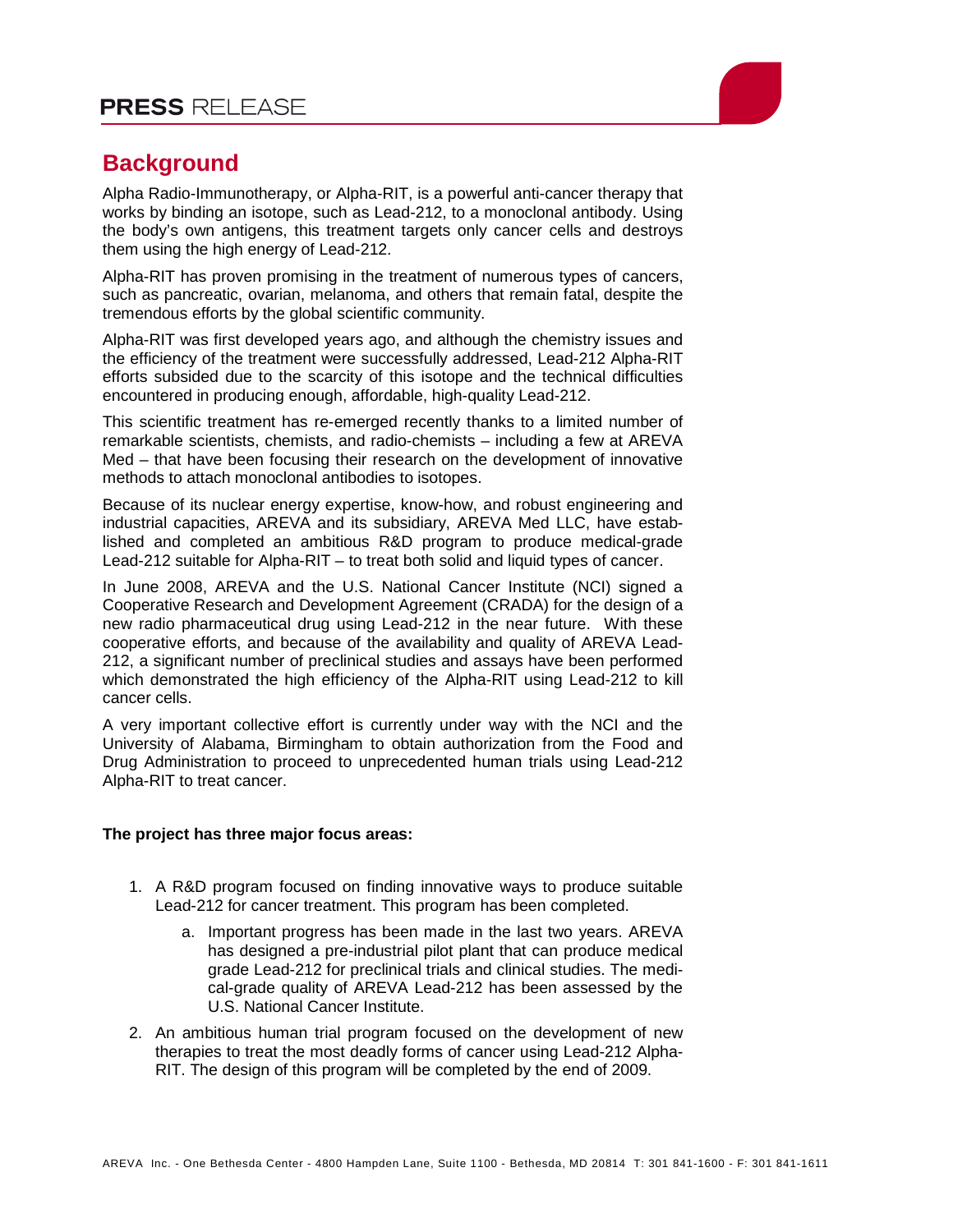## Background

Alpha Radio-Immunotherapy, or Alpha-RIT, is a powerful anti-cancer therapy that works by binding an isotope, such as Lead-212, to a monoclonal antibody. Using the body's own antigens, this treatment targets only cancer cells and destroys them using the high energy of Lead-212.

Alpha-RIT has proven promising in the treatment of numerous types of cancers, such as pancreatic, ovarian, melanoma, and others that remain fatal, despite the tremendous efforts by the global scientific community.

Alpha-RIT was first developed years ago, and although the chemistry issues and the efficiency of the treatment were successfully addressed, Lead-212 Alpha-RIT efforts subsided due to the scarcity of this isotope and the technical difficulties encountered in producing enough, affordable, high-quality Lead-212.

This scientific treatment has re-emerged recently thanks to a limited number of remarkable scientists, chemists, and radio-chemists – including a few at AREVA Med – that have been focusing their research on the development of innovative methods to attach monoclonal antibodies to isotopes.

Because of its nuclear energy expertise, know-how, and robust engineering and industrial capacities, AREVA and its subsidiary, AREVA Med LLC, have established and completed an ambitious R&D program to produce medical-grade Lead-212 suitable for Alpha-RIT – to treat both solid and liquid types of cancer.

In June 2008, AREVA and the U.S. National Cancer Institute (NCI) signed a Cooperative Research and Development Agreement (CRADA) for the design of a new radio pharmaceutical drug using Lead-212 in the near future. With these cooperative efforts, and because of the availability and quality of AREVA Lead-212, a significant number of preclinical studies and assays have been performed which demonstrated the high efficiency of the Alpha-RIT using Lead-212 to kill cancer cells.

A very important collective effort is currently under way with the NCI and the University of Alabama, Birmingham to obtain authorization from the Food and Drug Administration to proceed to unprecedented human trials using Lead-212 Alpha-RIT to treat cancer.

**The project has three major focus areas:**

1. A R&D program focused on finding innovative ways to produce suitable Lead-212 for cancer treatment. This program has been completed.
    a. Important progress has been made in the last two years. AREVA has designed a pre-industrial pilot plant that can produce medical grade Lead-212 for preclinical trials and clinical studies. The medical-grade quality of AREVA Lead-212 has been assessed by the U.S. National Cancer Institute.
2. An ambitious human trial program focused on the development of new therapies to treat the most deadly forms of cancer using Lead-212 Alpha-RIT. The design of this program will be completed by the end of 2009.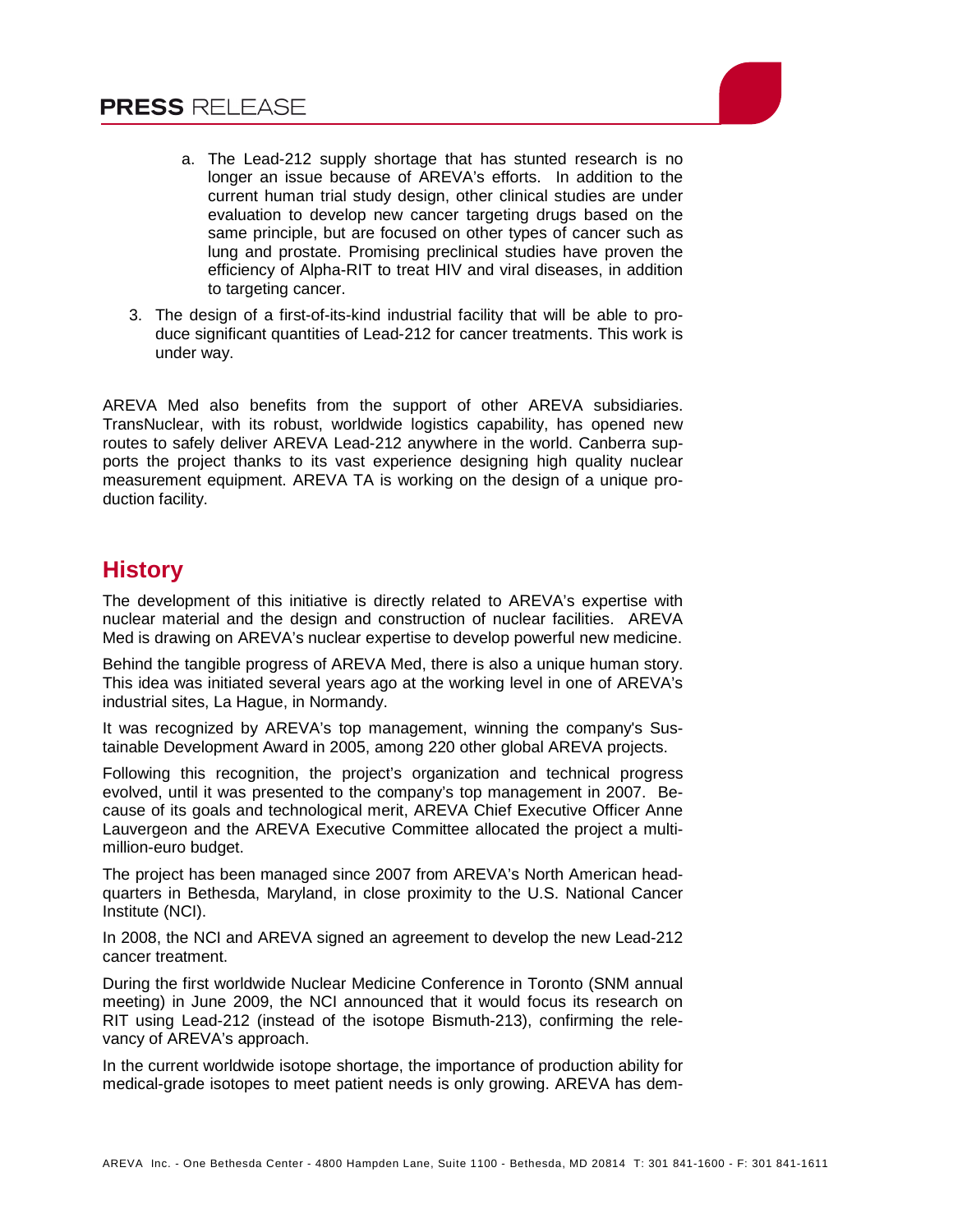a. The Lead-212 supply shortage that has stunted research is no longer an issue because of AREVA's efforts. In addition to the current human trial study design, other clinical studies are under evaluation to develop new cancer targeting drugs based on the same principle, but are focused on other types of cancer such as lung and prostate. Promising preclinical studies have proven the efficiency of Alpha-RIT to treat HIV and viral diseases, in addition to targeting cancer.

3. The design of a first-of-its-kind industrial facility that will be able to produce significant quantities of Lead-212 for cancer treatments. This work is under way.

AREVA Med also benefits from the support of other AREVA subsidiaries. TransNuclear, with its robust, worldwide logistics capability, has opened new routes to safely deliver AREVA Lead-212 anywhere in the world. Canberra supports the project thanks to its vast experience designing high quality nuclear measurement equipment. AREVA TA is working on the design of a unique production facility.

## History

The development of this initiative is directly related to AREVA's expertise with nuclear material and the design and construction of nuclear facilities. AREVA Med is drawing on AREVA's nuclear expertise to develop powerful new medicine.

Behind the tangible progress of AREVA Med, there is also a unique human story. This idea was initiated several years ago at the working level in one of AREVA's industrial sites, La Hague, in Normandy.

It was recognized by AREVA's top management, winning the company's Sustainable Development Award in 2005, among 220 other global AREVA projects.

Following this recognition, the project's organization and technical progress evolved, until it was presented to the company's top management in 2007. Because of its goals and technological merit, AREVA Chief Executive Officer Anne Lauvergeon and the AREVA Executive Committee allocated the project a multi-million-euro budget.

The project has been managed since 2007 from AREVA's North American headquarters in Bethesda, Maryland, in close proximity to the U.S. National Cancer Institute (NCI).

In 2008, the NCI and AREVA signed an agreement to develop the new Lead-212 cancer treatment.

During the first worldwide Nuclear Medicine Conference in Toronto (SNM annual meeting) in June 2009, the NCI announced that it would focus its research on RIT using Lead-212 (instead of the isotope Bismuth-213), confirming the relevancy of AREVA's approach.

In the current worldwide isotope shortage, the importance of production ability for medical-grade isotopes to meet patient needs is only growing. AREVA has dem-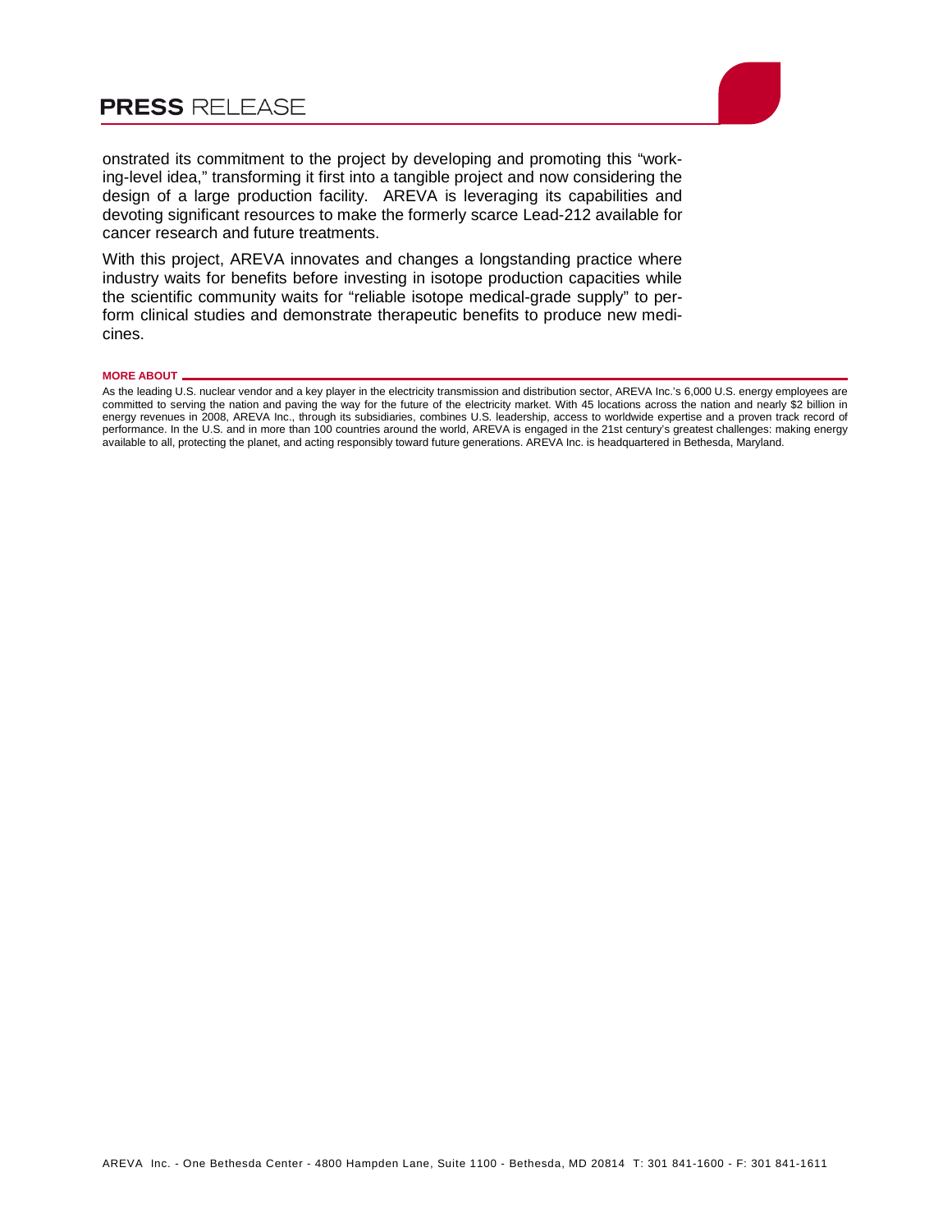onstrated its commitment to the project by developing and promoting this "working-level idea," transforming it first into a tangible project and now considering the design of a large production facility. AREVA is leveraging its capabilities and devoting significant resources to make the formerly scarce Lead-212 available for cancer research and future treatments.

With this project, AREVA innovates and changes a longstanding practice where industry waits for benefits before investing in isotope production capacities while the scientific community waits for "reliable isotope medical-grade supply" to perform clinical studies and demonstrate therapeutic benefits to produce new medicines.

**MORE ABOUT**

As the leading U.S. nuclear vendor and a key player in the electricity transmission and distribution sector, AREVA Inc.'s 6,000 U.S. energy employees are committed to serving the nation and paving the way for the future of the electricity market. With 45 locations across the nation and nearly $2 billion in energy revenues in 2008, AREVA Inc., through its subsidiaries, combines U.S. leadership, access to worldwide expertise and a proven track record of performance. In the U.S. and in more than 100 countries around the world, AREVA is engaged in the 21st century's greatest challenges: making energy available to all, protecting the planet, and acting responsibly toward future generations. AREVA Inc. is headquartered in Bethesda, Maryland.